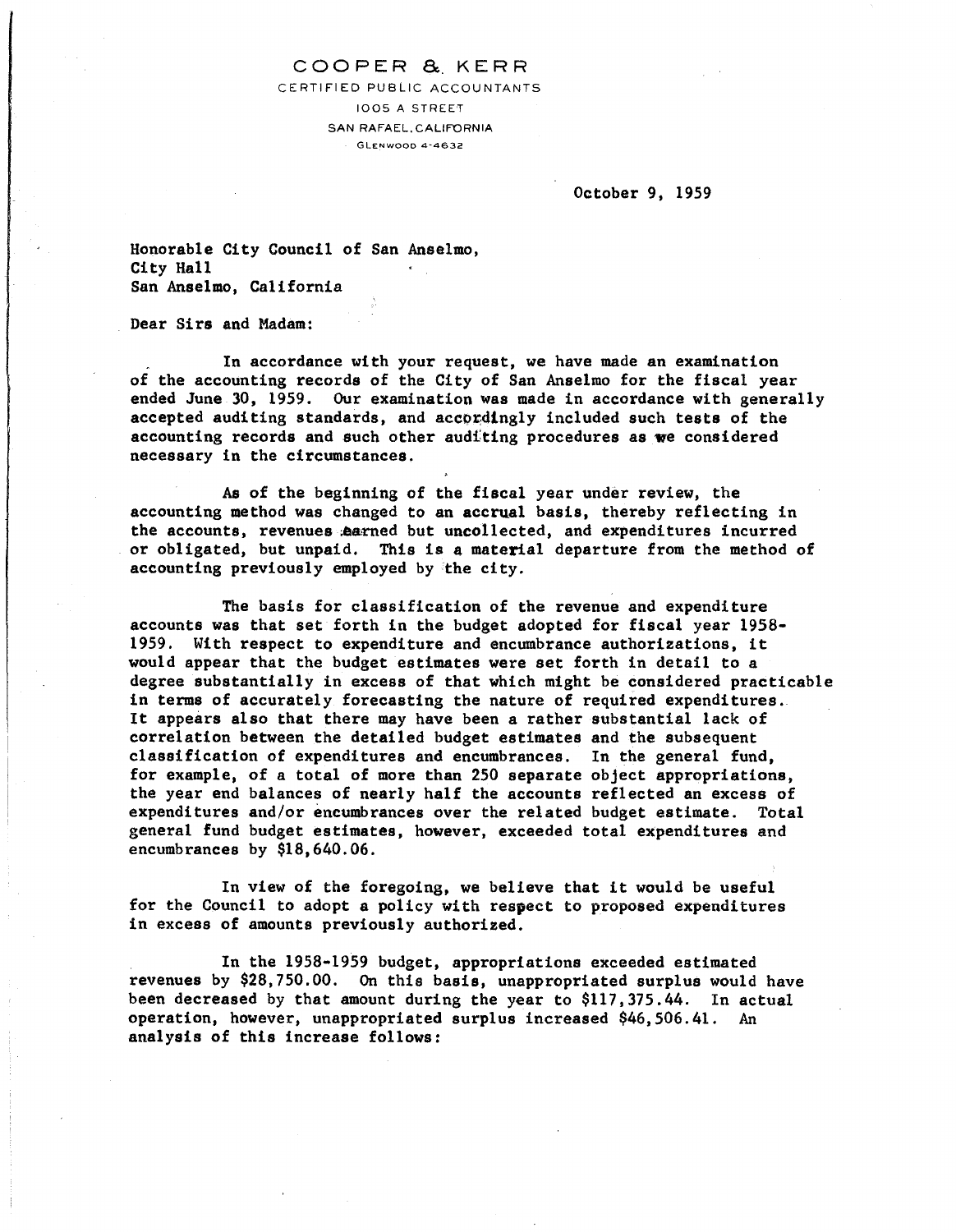COOPER & KERR
CERTIFIED PUBLIC ACCOUNTANTS
1005 A STREET
SAN RAFAEL, CALIFORNIA
GLENWOOD 4-4632

October 9, 1959

Honorable City Council of San Anselmo,
City Hall
San Anselmo, California

Dear Sirs and Madam:

In accordance with your request, we have made an examination of the accounting records of the City of San Anselmo for the fiscal year ended June 30, 1959. Our examination was made in accordance with generally accepted auditing standards, and accordingly included such tests of the accounting records and such other auditing procedures as we considered necessary in the circumstances.

As of the beginning of the fiscal year under review, the accounting method was changed to an accrual basis, thereby reflecting in the accounts, revenues earned but uncollected, and expenditures incurred or obligated, but unpaid. This is a material departure from the method of accounting previously employed by the city.

The basis for classification of the revenue and expenditure accounts was that set forth in the budget adopted for fiscal year 1958-1959. With respect to expenditure and encumbrance authorizations, it would appear that the budget estimates were set forth in detail to a degree substantially in excess of that which might be considered practicable in terms of accurately forecasting the nature of required expenditures. It appears also that there may have been a rather substantial lack of correlation between the detailed budget estimates and the subsequent classification of expenditures and encumbrances. In the general fund, for example, of a total of more than 250 separate object appropriations, the year end balances of nearly half the accounts reflected an excess of expenditures and/or encumbrances over the related budget estimate. Total general fund budget estimates, however, exceeded total expenditures and encumbrances by $18,640.06.

In view of the foregoing, we believe that it would be useful for the Council to adopt a policy with respect to proposed expenditures in excess of amounts previously authorized.

In the 1958-1959 budget, appropriations exceeded estimated revenues by $28,750.00. On this basis, unappropriated surplus would have been decreased by that amount during the year to $117,375.44. In actual operation, however, unappropriated surplus increased $46,506.41. An analysis of this increase follows: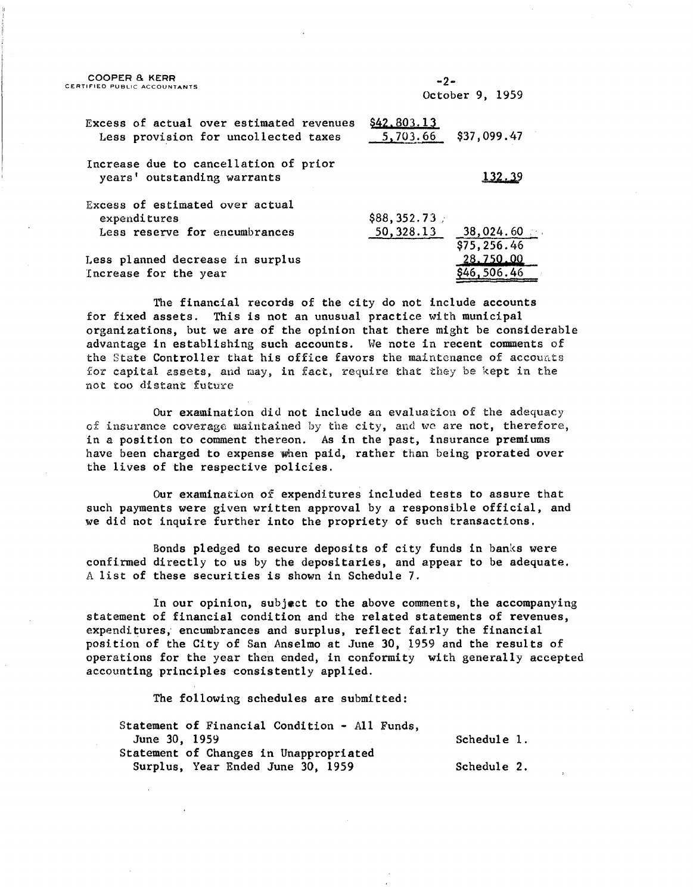| | | |
|---|---|---|
| Excess of actual over estimated revenues | $42,803.13 | |
| Less provision for uncollected taxes | 5,703.66 | $37,099.47 |
| Increase due to cancellation of prior years' outstanding warrants | | 132.39 |
| Excess of estimated over actual expenditures | $88,352.73 | |
| Less reserve for encumbrances | 50,328.13 | 38,024.60 |
| | | $75,256.46 |
| Less planned decrease in surplus | | 28,750.00 |
| Increase for the year | | $46,506.46 |

The financial records of the city do not include accounts for fixed assets. This is not an unusual practice with municipal organizations, but we are of the opinion that there might be considerable advantage in establishing such accounts. We note in recent comments of the State Controller that his office favors the maintenance of accounts for capital assets, and may, in fact, require that they be kept in the not too distant future

Our examination did not include an evaluation of the adequacy of insurance coverage maintained by the city, and we are not, therefore, in a position to comment thereon. As in the past, insurance premiums have been charged to expense when paid, rather than being prorated over the lives of the respective policies.

Our examination of expenditures included tests to assure that such payments were given written approval by a responsible official, and we did not inquire further into the propriety of such transactions.

Bonds pledged to secure deposits of city funds in banks were confirmed directly to us by the depositaries, and appear to be adequate. A list of these securities is shown in Schedule 7.

In our opinion, subject to the above comments, the accompanying statement of financial condition and the related statements of revenues, expenditures, encumbrances and surplus, reflect fairly the financial position of the City of San Anselmo at June 30, 1959 and the results of operations for the year then ended, in conformity with generally accepted accounting principles consistently applied.

The following schedules are submitted:

| | |
|---|---|
| Statement of Financial Condition - All Funds, June 30, 1959 | Schedule 1. |
| Statement of Changes in Unappropriated Surplus, Year Ended June 30, 1959 | Schedule 2. |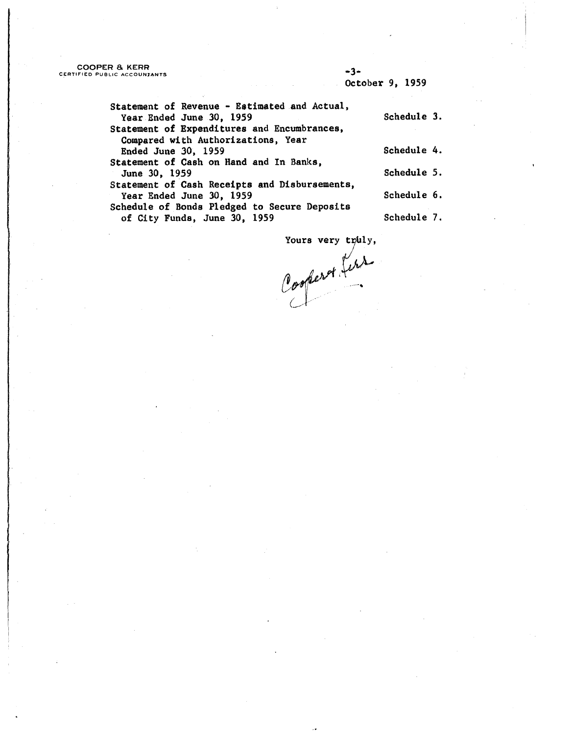October 9, 1959

| | |
|---|---|
| Statement of Revenue - Estimated and Actual, Year Ended June 30, 1959 | Schedule 3. |
| Statement of Expenditures and Encumbrances, Compared with Authorizations, Year Ended June 30, 1959 | Schedule 4. |
| Statement of Cash on Hand and In Banks, June 30, 1959 | Schedule 5. |
| Statement of Cash Receipts and Disbursements, Year Ended June 30, 1959 | Schedule 6. |
| Schedule of Bonds Pledged to Secure Deposits of City Funds, June 30, 1959 | Schedule 7. |

Yours very truly,

Cooper & Kerr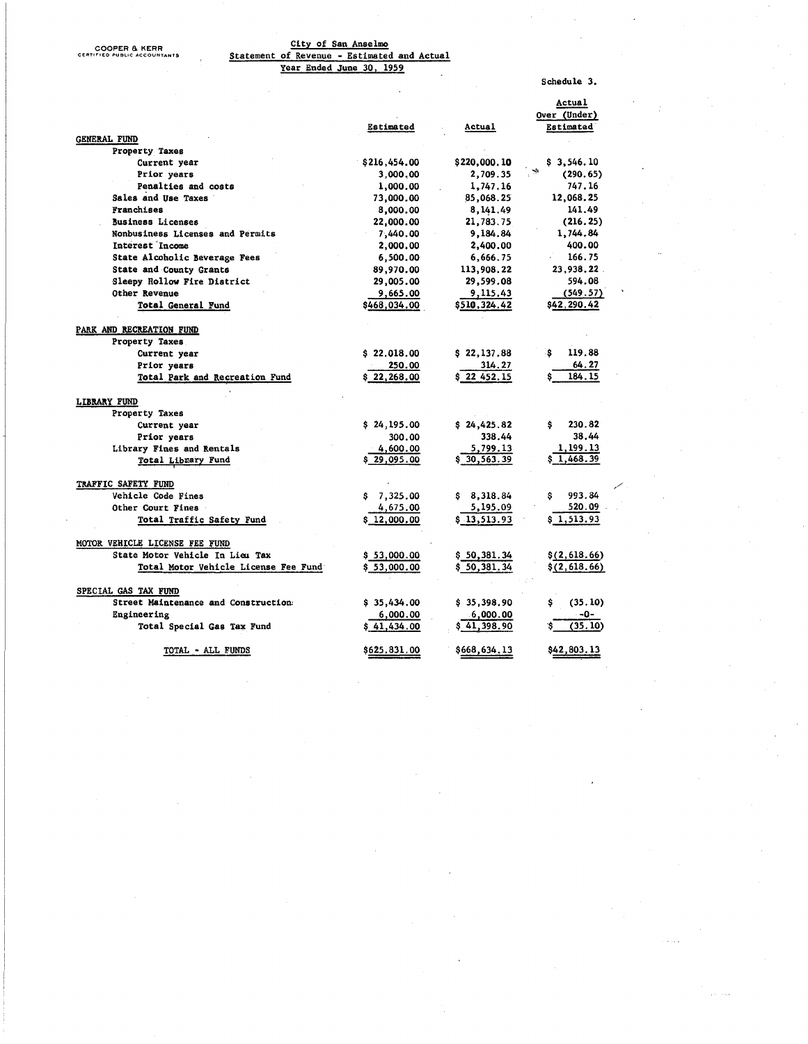COOPER & KERR
CERTIFIED PUBLIC ACCOUNTANTS

# City of San Anselmo
## Statement of Revenue - Estimated and Actual
### Year Ended June 30, 1959

Schedule 3.

| | Estimated | Actual | Actual Over (Under) Estimated |
|---|---|---|---|
| **GENERAL FUND** | | | |
| Property Taxes | | | |
| Current year | $216,454.00 | $220,000.10 | $ 3,546.10 |
| Prior years | 3,000.00 | 2,709.35 | (290.65) |
| Penalties and costs | 1,000.00 | 1,747.16 | 747.16 |
| Sales and Use Taxes | 73,000.00 | 85,068.25 | 12,068.25 |
| Franchises | 8,000.00 | 8,141.49 | 141.49 |
| Business Licenses | 22,000.00 | 21,783.75 | (216.25) |
| Nonbusiness Licenses and Permits | 7,440.00 | 9,184.84 | 1,744.84 |
| Interest Income | 2,000.00 | 2,400.00 | 400.00 |
| State Alcoholic Beverage Fees | 6,500.00 | 6,666.75 | 166.75 |
| State and County Grants | 89,970.00 | 113,908.22 | 23,938.22 |
| Sleepy Hollow Fire District | 29,005.00 | 29,599.08 | 594.08 |
| Other Revenue | 9,665.00 | 9,115.43 | (549.57) |
| Total General Fund | $468,034.00 | $510,324.42 | $42,290.42 |
| **PARK AND RECREATION FUND** | | | |
| Property Taxes | | | |
| Current year | $ 22,018.00 | $ 22,137.88 | $ 119.88 |
| Prior years | 250.00 | 314.27 | 64.27 |
| Total Park and Recreation Fund | $ 22,268.00 | $ 22 452.15 | $ 184.15 |
| **LIBRARY FUND** | | | |
| Property Taxes | | | |
| Current year | $ 24,195.00 | $ 24,425.82 | $ 230.82 |
| Prior years | 300.00 | 338.44 | 38.44 |
| Library Fines and Rentals | 4,600.00 | 5,799.13 | 1,199.13 |
| Total Library Fund | $ 29,095.00 | $ 30,563.39 | $ 1,468.39 |
| **TRAFFIC SAFETY FUND** | | | |
| Vehicle Code Fines | $ 7,325.00 | $ 8,318.84 | $ 993.84 |
| Other Court Fines | 4,675.00 | 5,195.09 | 520.09 |
| Total Traffic Safety Fund | $ 12,000.00 | $ 13,513.93 | $ 1,513.93 |
| **MOTOR VEHICLE LICENSE FEE FUND** | | | |
| State Motor Vehicle In Lieu Tax | $ 53,000.00 | $ 50,381.34 | $(2,618.66) |
| Total Motor Vehicle License Fee Fund | $ 53,000.00 | $ 50,381.34 | $(2,618.66) |
| **SPECIAL GAS TAX FUND** | | | |
| Street Maintenance and Construction | $ 35,434.00 | $ 35,398.90 | $ (35.10) |
| Engineering | 6,000.00 | 6,000.00 | -0- |
| Total Special Gas Tax Fund | $ 41,434.00 | $ 41,398.90 | $ (35.10) |
| TOTAL - ALL FUNDS | $625,831.00 | $668,634.13 | $42,803.13 |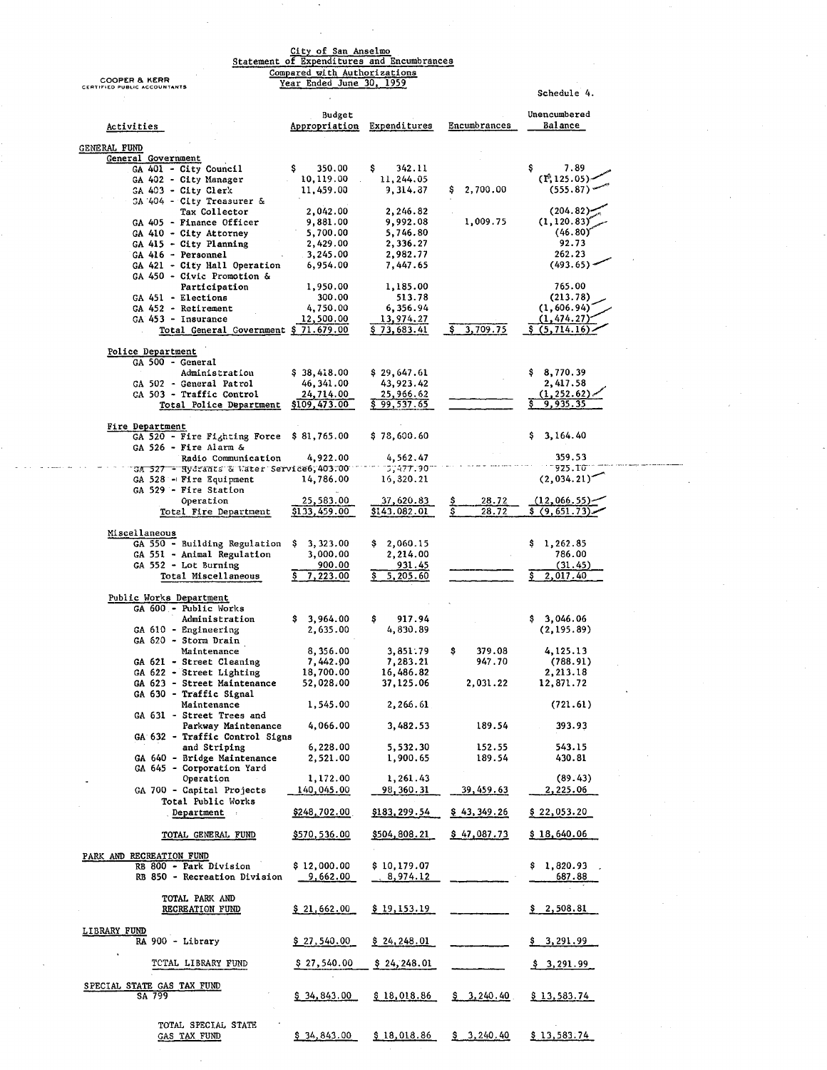COOPER & KERR
CERTIFIED PUBLIC ACCOUNTANTS

City of San Anselmo
Statement of Expenditures and Encumbrances
Compared with Authorizations
Year Ended June 30, 1959

Schedule 4.

| Activities | Budget Appropriation | Expenditures | Encumbrances | Unencumbered Balance |
|---|---|---|---|---|
| **GENERAL FUND** | | | | |
| General Government | | | | |
| GA 401 - City Council | $ 350.00 | $ 342.11 | | $ 7.89 |
| GA 402 - City Manager | 10,119.00 | 11,244.05 | | (1,125.05) |
| GA 403 - City Clerk | 11,459.00 | 9,314.87 | $ 2,700.00 | (555.87) |
| GA 404 - City Treasurer & Tax Collector | 2,042.00 | 2,246.82 | | (204.82) |
| GA 405 - Finance Officer | 9,881.00 | 9,992.08 | 1,009.75 | (1,120.83) |
| GA 410 - City Attorney | 5,700.00 | 5,746.80 | | (46.80) |
| GA 415 - City Planning | 2,429.00 | 2,336.27 | | 92.73 |
| GA 416 - Personnel | 3,245.00 | 2,982.77 | | 262.23 |
| GA 421 - City Hall Operation | 6,954.00 | 7,447.65 | | (493.65) |
| GA 450 - Civic Promotion & Participation | 1,950.00 | 1,185.00 | | 765.00 |
| GA 451 - Elections | 300.00 | 513.78 | | (213.78) |
| GA 452 - Retirement | 4,750.00 | 6,356.94 | | (1,606.94) |
| GA 453 - Insurance | 12,500.00 | 13,974.27 | | (1,474.27) |
| Total General Government | $ 71,679.00 | $ 73,683.41 | $ 3,709.75 | $ (5,714.16) |
| Police Department | | | | |
| GA 500 - General Administration | $ 38,418.00 | $ 29,647.61 | | $ 8,770.39 |
| GA 502 - General Patrol | 46,341.00 | 43,923.42 | | 2,417.58 |
| GA 503 - Traffic Control | 24,714.00 | 25,966.62 | | (1,252.62) |
| Total Police Department | $109,473.00 | $ 99,537.65 | | $ 9,935.35 |
| Fire Department | | | | |
| GA 520 - Fire Fighting Force | $ 81,765.00 | $ 78,600.60 | | $ 3,164.40 |
| GA 526 - Fire Alarm & Radio Communication | 4,922.00 | 4,562.47 | | 359.53 |
| GA 527 - Hydrants & Water Service | 6,403.00 | 5,477.90 | | 925.10 |
| GA 528 - Fire Equipment | 14,786.00 | 16,820.21 | | (2,034.21) |
| GA 529 - Fire Station Operation | 25,583.00 | 37,620.83 | $ 28.72 | (12,066.55) |
| Total Fire Department | $133,459.00 | $143,082.01 | $ 28.72 | $ (9,651.73) |
| Miscellaneous | | | | |
| GA 550 - Building Regulation | $ 3,323.00 | $ 2,060.15 | | $ 1,262.85 |
| GA 551 - Animal Regulation | 3,000.00 | 2,214.00 | | 786.00 |
| GA 552 - Lot Burning | 900.00 | 931.45 | | (31.45) |
| Total Miscellaneous | $ 7,223.00 | $ 5,205.60 | | $ 2,017.40 |
| Public Works Department | | | | |
| GA 600 - Public Works Administration | $ 3,964.00 | $ 917.94 | | $ 3,046.06 |
| GA 610 - Engineering | 2,635.00 | 4,830.89 | | (2,195.89) |
| GA 620 - Storm Drain Maintenance | 8,356.00 | 3,851.79 | $ 379.08 | 4,125.13 |
| GA 621 - Street Cleaning | 7,442.00 | 7,283.21 | 947.70 | (788.91) |
| GA 622 - Street Lighting | 18,700.00 | 16,486.82 | | 2,213.18 |
| GA 623 - Street Maintenance | 52,028.00 | 37,125.06 | 2,031.22 | 12,871.72 |
| GA 630 - Traffic Signal Maintenance | 1,545.00 | 2,266.61 | | (721.61) |
| GA 631 - Street Trees and Parkway Maintenance | 4,066.00 | 3,482.53 | 189.54 | 393.93 |
| GA 632 - Traffic Control Signs and Striping | 6,228.00 | 5,532.30 | 152.55 | 543.15 |
| GA 640 - Bridge Maintenance | 2,521.00 | 1,900.65 | 189.54 | 430.81 |
| GA 645 - Corporation Yard Operation | 1,172.00 | 1,261.43 | | (89.43) |
| GA 700 - Capital Projects | 140,045.00 | 98,360.31 | 39,459.63 | 2,225.06 |
| Total Public Works Department | $248,702.00 | $183,299.54 | $ 43,349.26 | $ 22,053.20 |
| TOTAL GENERAL FUND | $570,536.00 | $504,808.21 | $ 47,087.73 | $ 18,640.06 |
| **PARK AND RECREATION FUND** | | | | |
| RB 800 - Park Division | $ 12,000.00 | $ 10,179.07 | | $ 1,820.93 |
| RB 850 - Recreation Division | 9,662.00 | 8,974.12 | | 687.88 |
| TOTAL PARK AND RECREATION FUND | $ 21,662.00 | $ 19,153.19 | | $ 2,508.81 |
| **LIBRARY FUND** | | | | |
| RA 900 - Library | $ 27,540.00 | $ 24,248.01 | | $ 3,291.99 |
| TOTAL LIBRARY FUND | $ 27,540.00 | $ 24,248.01 | | $ 3,291.99 |
| **SPECIAL STATE GAS TAX FUND** | | | | |
| SA 799 | $ 34,843.00 | $ 18,018.86 | $ 3,240.40 | $ 13,583.74 |
| TOTAL SPECIAL STATE GAS TAX FUND | $ 34,843.00 | $ 18,018.86 | $ 3,240.40 | $ 13,583.74 |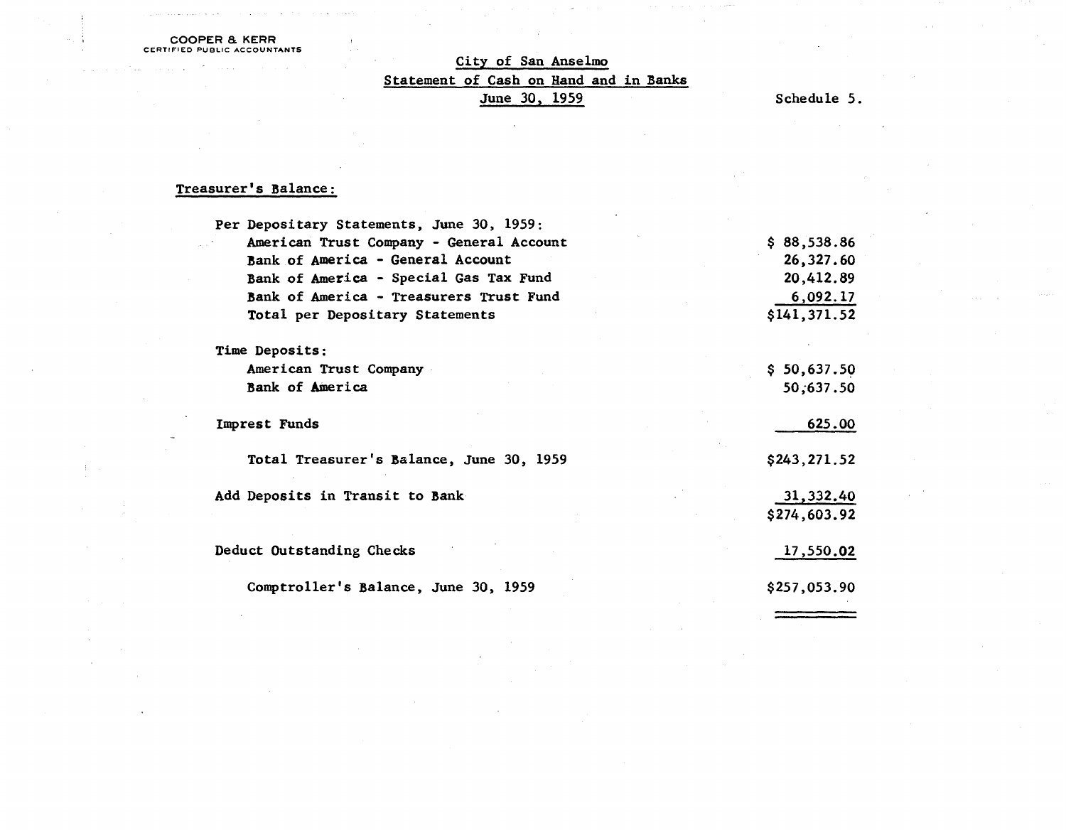COOPER & KERR
CERTIFIED PUBLIC ACCOUNTANTS

## City of San Anselmo
## Statement of Cash on Hand and in Banks
## June 30, 1959

Schedule 5.

**Treasurer's Balance:**

| | |
|---|---|
| Per Depositary Statements, June 30, 1959: | |
| American Trust Company - General Account | $ 88,538.86 |
| Bank of America - General Account | 26,327.60 |
| Bank of America - Special Gas Tax Fund | 20,412.89 |
| Bank of America - Treasurers Trust Fund | 6,092.17 |
| Total per Depositary Statements | $141,371.52 |
| | |
| Time Deposits: | |
| American Trust Company | $ 50,637.50 |
| Bank of America | 50,637.50 |
| | |
| Imprest Funds | 625.00 |
| | |
| Total Treasurer's Balance, June 30, 1959 | $243,271.52 |
| | |
| Add Deposits in Transit to Bank | 31,332.40 |
| | $274,603.92 |
| | |
| Deduct Outstanding Checks | 17,550.02 |
| | |
| Comptroller's Balance, June 30, 1959 | $257,053.90 |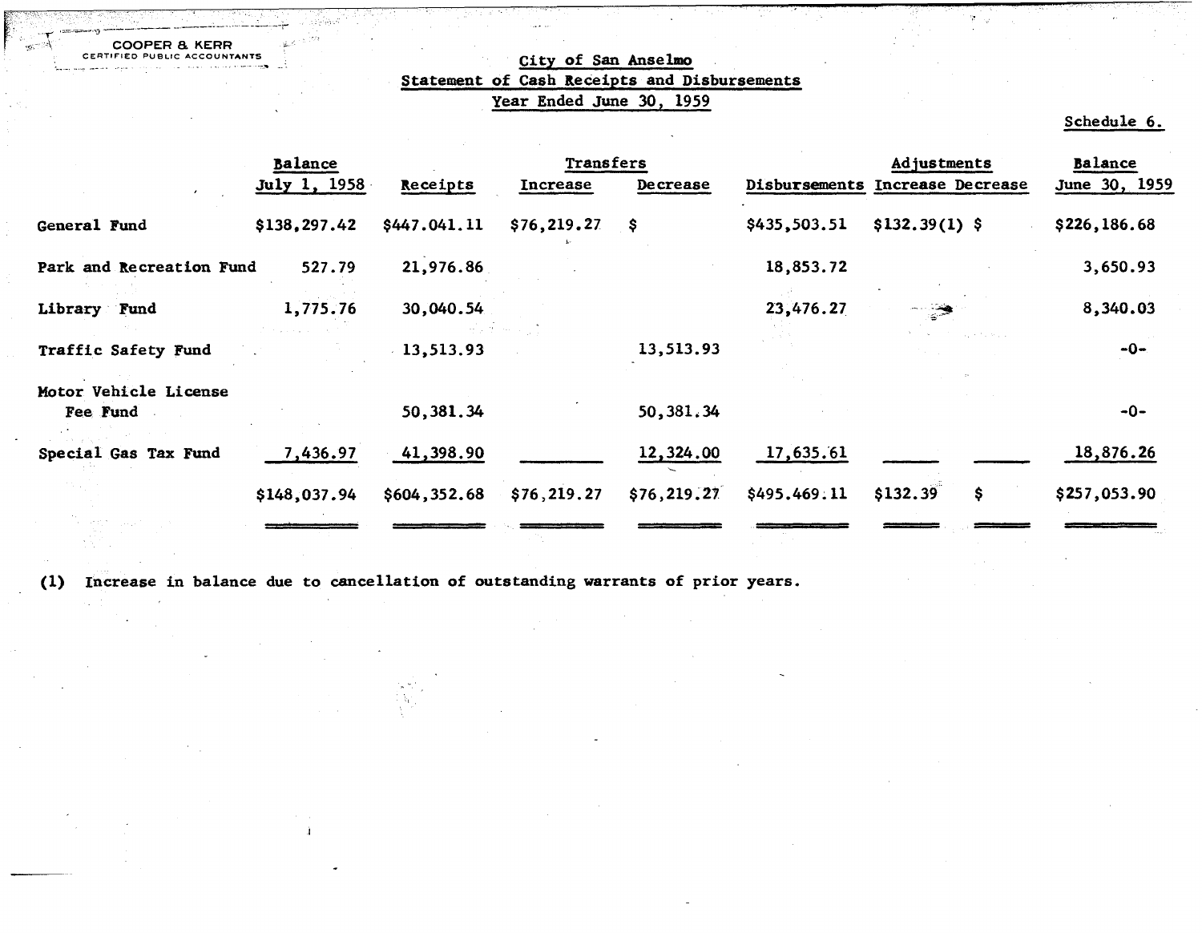COOPER & KERR
CERTIFIED PUBLIC ACCOUNTANTS

## City of San Anselmo
## Statement of Cash Receipts and Disbursements
## Year Ended June 30, 1959

Schedule 6.

| | Balance | Receipts | Transfers | | Disbursements | Adjustments | | Balance |
|---|---|---|---|---|---|---|---|---|
| | July 1, 1958 | | Increase | Decrease | | Increase | Decrease | June 30, 1959 |
| General Fund | $138,297.42 | $447.041.11 | $76,219.27 | $ | $435,503.51 | $132.39(1) | $ | $226,186.68 |
| Park and Recreation Fund | 527.79 | 21,976.86 | | | 18,853.72 | | | 3,650.93 |
| Library Fund | 1,775.76 | 30,040.54 | | | 23,476.27 | | | 8,340.03 |
| Traffic Safety Fund | | 13,513.93 | | 13,513.93 | | | | -0- |
| Motor Vehicle License Fee Fund | | 50,381.34 | | 50,381.34 | | | | -0- |
| Special Gas Tax Fund | 7,436.97 | 41,398.90 | | 12,324.00 | 17,635.61 | | | 18,876.26 |
| | $148,037.94 | $604,352.68 | $76,219.27 | $76,219.27 | $495.469.11 | $132.39 | $ | $257,053.90 |

(1) Increase in balance due to cancellation of outstanding warrants of prior years.